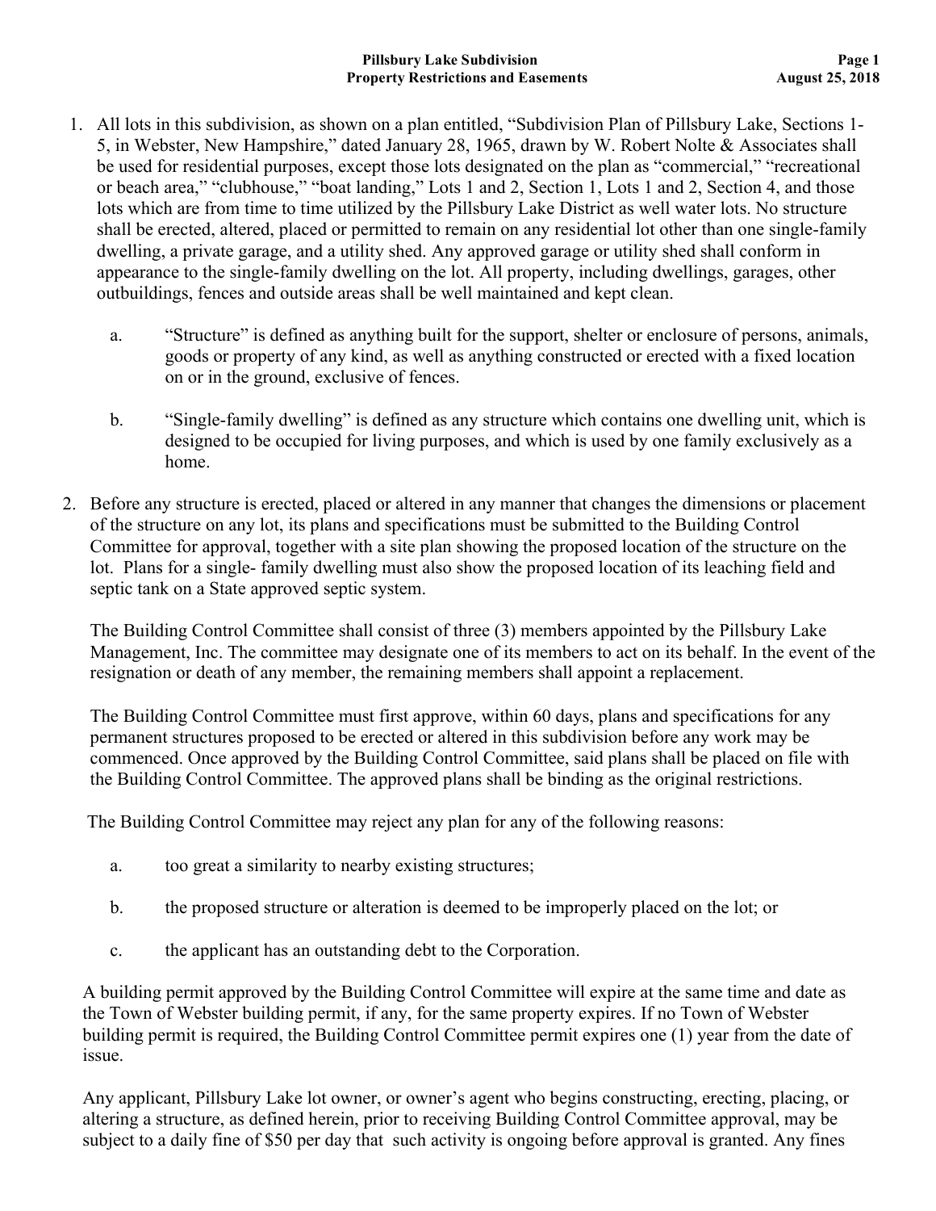1. All lots in this subdivision, as shown on a plan entitled, "Subdivision Plan of Pillsbury Lake, Sections 1-5, in Webster, New Hampshire," dated January 28, 1965, drawn by W. Robert Nolte & Associates shall be used for residential purposes, except those lots designated on the plan as "commercial," "recreational or beach area," "clubhouse," "boat landing," Lots 1 and 2, Section 1, Lots 1 and 2, Section 4, and those lots which are from time to time utilized by the Pillsbury Lake District as well water lots. No structure shall be erected, altered, placed or permitted to remain on any residential lot other than one single-family dwelling, a private garage, and a utility shed. Any approved garage or utility shed shall conform in appearance to the single-family dwelling on the lot. All property, including dwellings, garages, other outbuildings, fences and outside areas shall be well maintained and kept clean.

   a. "Structure" is defined as anything built for the support, shelter or enclosure of persons, animals, goods or property of any kind, as well as anything constructed or erected with a fixed location on or in the ground, exclusive of fences.

   b. "Single-family dwelling" is defined as any structure which contains one dwelling unit, which is designed to be occupied for living purposes, and which is used by one family exclusively as a home.

2. Before any structure is erected, placed or altered in any manner that changes the dimensions or placement of the structure on any lot, its plans and specifications must be submitted to the Building Control Committee for approval, together with a site plan showing the proposed location of the structure on the lot. Plans for a single- family dwelling must also show the proposed location of its leaching field and septic tank on a State approved septic system.

   The Building Control Committee shall consist of three (3) members appointed by the Pillsbury Lake Management, Inc. The committee may designate one of its members to act on its behalf. In the event of the resignation or death of any member, the remaining members shall appoint a replacement.

   The Building Control Committee must first approve, within 60 days, plans and specifications for any permanent structures proposed to be erected or altered in this subdivision before any work may be commenced. Once approved by the Building Control Committee, said plans shall be placed on file with the Building Control Committee. The approved plans shall be binding as the original restrictions.

   The Building Control Committee may reject any plan for any of the following reasons:

   a. too great a similarity to nearby existing structures;

   b. the proposed structure or alteration is deemed to be improperly placed on the lot; or

   c. the applicant has an outstanding debt to the Corporation.

   A building permit approved by the Building Control Committee will expire at the same time and date as the Town of Webster building permit, if any, for the same property expires. If no Town of Webster building permit is required, the Building Control Committee permit expires one (1) year from the date of issue.

   Any applicant, Pillsbury Lake lot owner, or owner's agent who begins constructing, erecting, placing, or altering a structure, as defined herein, prior to receiving Building Control Committee approval, may be subject to a daily fine of $50 per day that such activity is ongoing before approval is granted. Any fines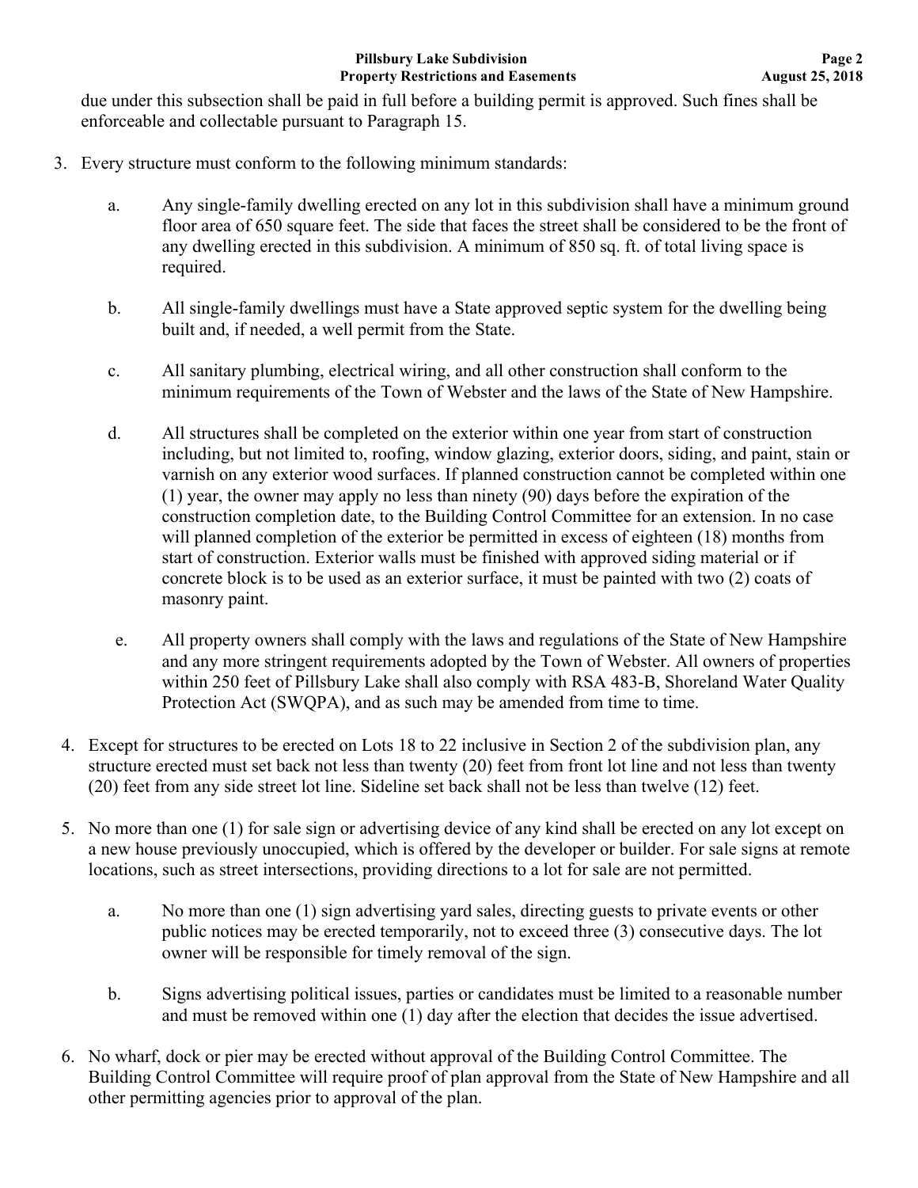due under this subsection shall be paid in full before a building permit is approved. Such fines shall be enforceable and collectable pursuant to Paragraph 15.

3. Every structure must conform to the following minimum standards:

   a. Any single-family dwelling erected on any lot in this subdivision shall have a minimum ground floor area of 650 square feet. The side that faces the street shall be considered to be the front of any dwelling erected in this subdivision. A minimum of 850 sq. ft. of total living space is required.

   b. All single-family dwellings must have a State approved septic system for the dwelling being built and, if needed, a well permit from the State.

   c. All sanitary plumbing, electrical wiring, and all other construction shall conform to the minimum requirements of the Town of Webster and the laws of the State of New Hampshire.

   d. All structures shall be completed on the exterior within one year from start of construction including, but not limited to, roofing, window glazing, exterior doors, siding, and paint, stain or varnish on any exterior wood surfaces. If planned construction cannot be completed within one (1) year, the owner may apply no less than ninety (90) days before the expiration of the construction completion date, to the Building Control Committee for an extension. In no case will planned completion of the exterior be permitted in excess of eighteen (18) months from start of construction. Exterior walls must be finished with approved siding material or if concrete block is to be used as an exterior surface, it must be painted with two (2) coats of masonry paint.

   e. All property owners shall comply with the laws and regulations of the State of New Hampshire and any more stringent requirements adopted by the Town of Webster. All owners of properties within 250 feet of Pillsbury Lake shall also comply with RSA 483-B, Shoreland Water Quality Protection Act (SWQPA), and as such may be amended from time to time.

4. Except for structures to be erected on Lots 18 to 22 inclusive in Section 2 of the subdivision plan, any structure erected must set back not less than twenty (20) feet from front lot line and not less than twenty (20) feet from any side street lot line. Sideline set back shall not be less than twelve (12) feet.

5. No more than one (1) for sale sign or advertising device of any kind shall be erected on any lot except on a new house previously unoccupied, which is offered by the developer or builder. For sale signs at remote locations, such as street intersections, providing directions to a lot for sale are not permitted.

   a. No more than one (1) sign advertising yard sales, directing guests to private events or other public notices may be erected temporarily, not to exceed three (3) consecutive days. The lot owner will be responsible for timely removal of the sign.

   b. Signs advertising political issues, parties or candidates must be limited to a reasonable number and must be removed within one (1) day after the election that decides the issue advertised.

6. No wharf, dock or pier may be erected without approval of the Building Control Committee. The Building Control Committee will require proof of plan approval from the State of New Hampshire and all other permitting agencies prior to approval of the plan.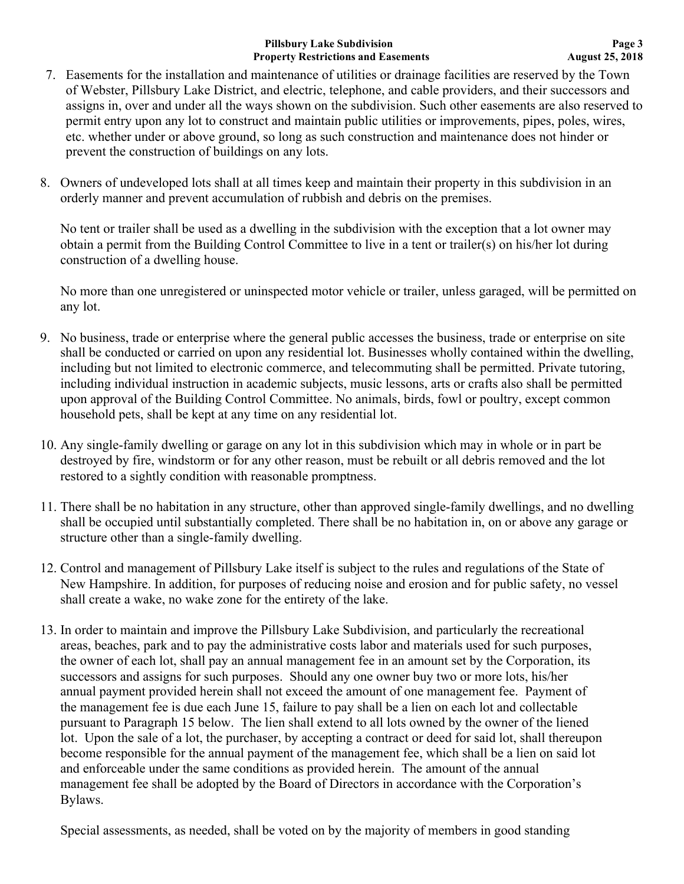7. Easements for the installation and maintenance of utilities or drainage facilities are reserved by the Town of Webster, Pillsbury Lake District, and electric, telephone, and cable providers, and their successors and assigns in, over and under all the ways shown on the subdivision. Such other easements are also reserved to permit entry upon any lot to construct and maintain public utilities or improvements, pipes, poles, wires, etc. whether under or above ground, so long as such construction and maintenance does not hinder or prevent the construction of buildings on any lots.

8. Owners of undeveloped lots shall at all times keep and maintain their property in this subdivision in an orderly manner and prevent accumulation of rubbish and debris on the premises.

   No tent or trailer shall be used as a dwelling in the subdivision with the exception that a lot owner may obtain a permit from the Building Control Committee to live in a tent or trailer(s) on his/her lot during construction of a dwelling house.

   No more than one unregistered or uninspected motor vehicle or trailer, unless garaged, will be permitted on any lot.

9. No business, trade or enterprise where the general public accesses the business, trade or enterprise on site shall be conducted or carried on upon any residential lot. Businesses wholly contained within the dwelling, including but not limited to electronic commerce, and telecommuting shall be permitted. Private tutoring, including individual instruction in academic subjects, music lessons, arts or crafts also shall be permitted upon approval of the Building Control Committee. No animals, birds, fowl or poultry, except common household pets, shall be kept at any time on any residential lot.

10. Any single-family dwelling or garage on any lot in this subdivision which may in whole or in part be destroyed by fire, windstorm or for any other reason, must be rebuilt or all debris removed and the lot restored to a sightly condition with reasonable promptness.

11. There shall be no habitation in any structure, other than approved single-family dwellings, and no dwelling shall be occupied until substantially completed. There shall be no habitation in, on or above any garage or structure other than a single-family dwelling.

12. Control and management of Pillsbury Lake itself is subject to the rules and regulations of the State of New Hampshire. In addition, for purposes of reducing noise and erosion and for public safety, no vessel shall create a wake, no wake zone for the entirety of the lake.

13. In order to maintain and improve the Pillsbury Lake Subdivision, and particularly the recreational areas, beaches, park and to pay the administrative costs labor and materials used for such purposes, the owner of each lot, shall pay an annual management fee in an amount set by the Corporation, its successors and assigns for such purposes. Should any one owner buy two or more lots, his/her annual payment provided herein shall not exceed the amount of one management fee. Payment of the management fee is due each June 15, failure to pay shall be a lien on each lot and collectable pursuant to Paragraph 15 below. The lien shall extend to all lots owned by the owner of the liened lot. Upon the sale of a lot, the purchaser, by accepting a contract or deed for said lot, shall thereupon become responsible for the annual payment of the management fee, which shall be a lien on said lot and enforceable under the same conditions as provided herein. The amount of the annual management fee shall be adopted by the Board of Directors in accordance with the Corporation's Bylaws.

    Special assessments, as needed, shall be voted on by the majority of members in good standing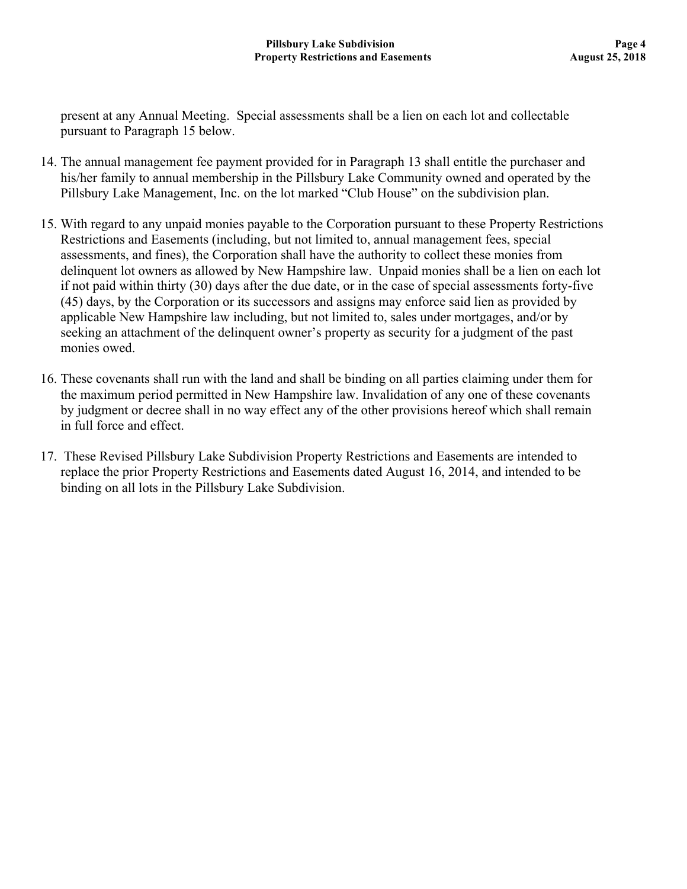present at any Annual Meeting. Special assessments shall be a lien on each lot and collectable pursuant to Paragraph 15 below.

14. The annual management fee payment provided for in Paragraph 13 shall entitle the purchaser and his/her family to annual membership in the Pillsbury Lake Community owned and operated by the Pillsbury Lake Management, Inc. on the lot marked "Club House" on the subdivision plan.

15. With regard to any unpaid monies payable to the Corporation pursuant to these Property Restrictions Restrictions and Easements (including, but not limited to, annual management fees, special assessments, and fines), the Corporation shall have the authority to collect these monies from delinquent lot owners as allowed by New Hampshire law. Unpaid monies shall be a lien on each lot if not paid within thirty (30) days after the due date, or in the case of special assessments forty-five (45) days, by the Corporation or its successors and assigns may enforce said lien as provided by applicable New Hampshire law including, but not limited to, sales under mortgages, and/or by seeking an attachment of the delinquent owner's property as security for a judgment of the past monies owed.

16. These covenants shall run with the land and shall be binding on all parties claiming under them for the maximum period permitted in New Hampshire law. Invalidation of any one of these covenants by judgment or decree shall in no way effect any of the other provisions hereof which shall remain in full force and effect.

17. These Revised Pillsbury Lake Subdivision Property Restrictions and Easements are intended to replace the prior Property Restrictions and Easements dated August 16, 2014, and intended to be binding on all lots in the Pillsbury Lake Subdivision.